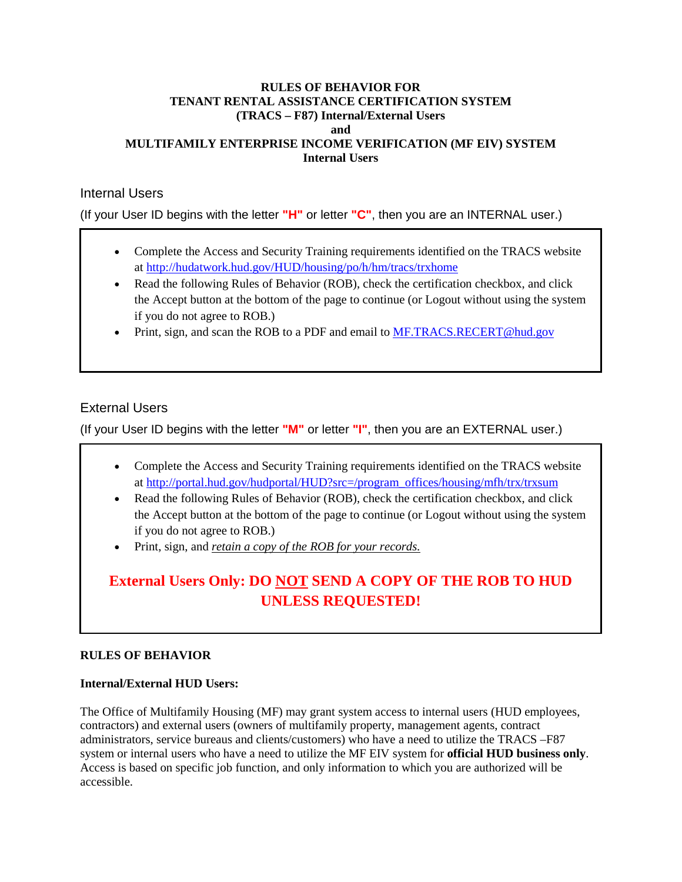# RULES OF BEHAVIOR FOR TENANT RENTAL ASSISTANCE CERTIFICATION SYSTEM (TRACS – F87) Internal/External Users and MULTIFAMILY ENTERPRISE INCOME VERIFICATION (MF EIV) SYSTEM Internal Users

## Internal Users

(If your User ID begins with the letter **"H"** or letter **"C"**, then you are an INTERNAL user.)

- Complete the Access and Security Training requirements identified on the TRACS website at http://hudatwork.hud.gov/HUD/housing/po/h/hm/tracs/trxhome
- Read the following Rules of Behavior (ROB), check the certification checkbox, and click the Accept button at the bottom of the page to continue (or Logout without using the system if you do not agree to ROB.)
- Print, sign, and scan the ROB to a PDF and email to MF.TRACS.RECERT@hud.gov

## External Users

(If your User ID begins with the letter **"M"** or letter **"I"**, then you are an EXTERNAL user.)

- Complete the Access and Security Training requirements identified on the TRACS website at http://portal.hud.gov/hudportal/HUD?src=/program_offices/housing/mfh/trx/trxsum
- Read the following Rules of Behavior (ROB), check the certification checkbox, and click the Accept button at the bottom of the page to continue (or Logout without using the system if you do not agree to ROB.)
- Print, sign, and *retain a copy of the ROB for your records.*

**External Users Only: DO NOT SEND A COPY OF THE ROB TO HUD UNLESS REQUESTED!**

**RULES OF BEHAVIOR**

**Internal/External HUD Users:**

The Office of Multifamily Housing (MF) may grant system access to internal users (HUD employees, contractors) and external users (owners of multifamily property, management agents, contract administrators, service bureaus and clients/customers) who have a need to utilize the TRACS –F87 system or internal users who have a need to utilize the MF EIV system for **official HUD business only**. Access is based on specific job function, and only information to which you are authorized will be accessible.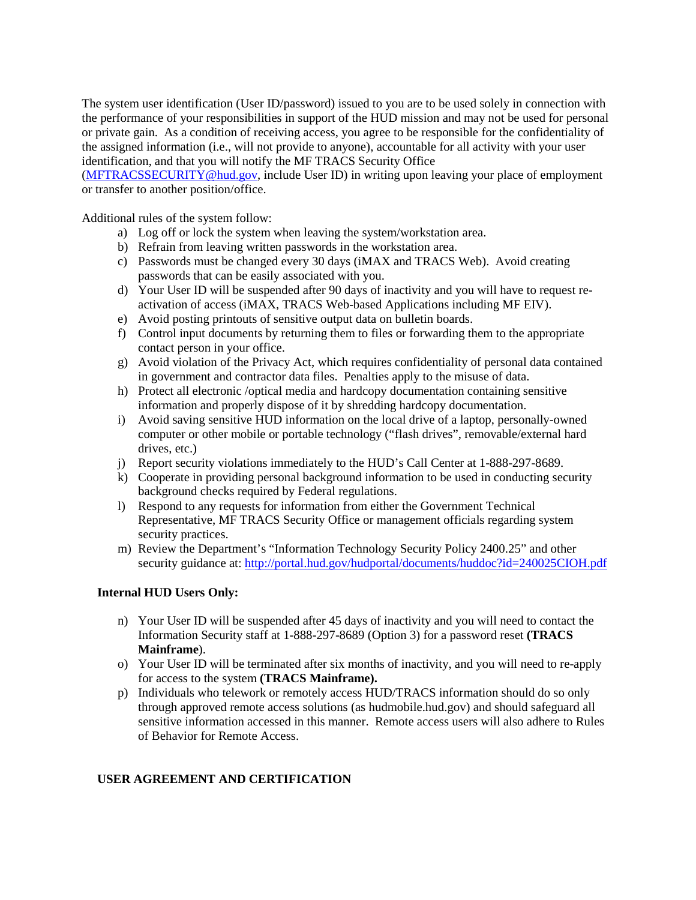The system user identification (User ID/password) issued to you are to be used solely in connection with the performance of your responsibilities in support of the HUD mission and may not be used for personal or private gain. As a condition of receiving access, you agree to be responsible for the confidentiality of the assigned information (i.e., will not provide to anyone), accountable for all activity with your user identification, and that you will notify the MF TRACS Security Office (MFTRACSSECURITY@hud.gov, include User ID) in writing upon leaving your place of employment or transfer to another position/office.

Additional rules of the system follow:

a) Log off or lock the system when leaving the system/workstation area.
b) Refrain from leaving written passwords in the workstation area.
c) Passwords must be changed every 30 days (iMAX and TRACS Web). Avoid creating passwords that can be easily associated with you.
d) Your User ID will be suspended after 90 days of inactivity and you will have to request re-activation of access (iMAX, TRACS Web-based Applications including MF EIV).
e) Avoid posting printouts of sensitive output data on bulletin boards.
f) Control input documents by returning them to files or forwarding them to the appropriate contact person in your office.
g) Avoid violation of the Privacy Act, which requires confidentiality of personal data contained in government and contractor data files. Penalties apply to the misuse of data.
h) Protect all electronic /optical media and hardcopy documentation containing sensitive information and properly dispose of it by shredding hardcopy documentation.
i) Avoid saving sensitive HUD information on the local drive of a laptop, personally-owned computer or other mobile or portable technology ("flash drives", removable/external hard drives, etc.)
j) Report security violations immediately to the HUD's Call Center at 1-888-297-8689.
k) Cooperate in providing personal background information to be used in conducting security background checks required by Federal regulations.
l) Respond to any requests for information from either the Government Technical Representative, MF TRACS Security Office or management officials regarding system security practices.
m) Review the Department's "Information Technology Security Policy 2400.25" and other security guidance at: http://portal.hud.gov/hudportal/documents/huddoc?id=240025CIOH.pdf

**Internal HUD Users Only:**

n) Your User ID will be suspended after 45 days of inactivity and you will need to contact the Information Security staff at 1-888-297-8689 (Option 3) for a password reset **(TRACS Mainframe**).
o) Your User ID will be terminated after six months of inactivity, and you will need to re-apply for access to the system **(TRACS Mainframe).**
p) Individuals who telework or remotely access HUD/TRACS information should do so only through approved remote access solutions (as hudmobile.hud.gov) and should safeguard all sensitive information accessed in this manner. Remote access users will also adhere to Rules of Behavior for Remote Access.

**USER AGREEMENT AND CERTIFICATION**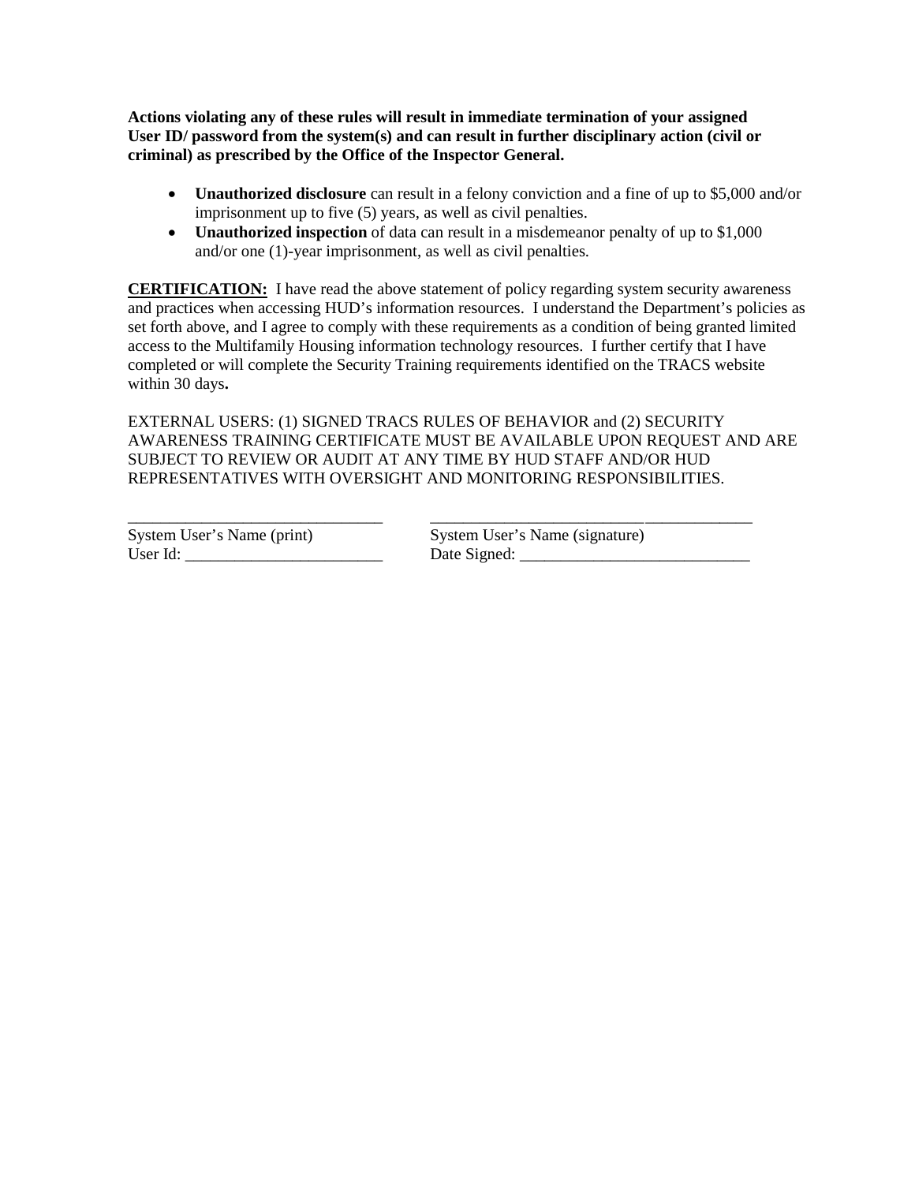**Actions violating any of these rules will result in immediate termination of your assigned User ID/ password from the system(s) and can result in further disciplinary action (civil or criminal) as prescribed by the Office of the Inspector General.**

- **Unauthorized disclosure** can result in a felony conviction and a fine of up to $5,000 and/or imprisonment up to five (5) years, as well as civil penalties.
- **Unauthorized inspection** of data can result in a misdemeanor penalty of up to $1,000 and/or one (1)-year imprisonment, as well as civil penalties.

**CERTIFICATION:** I have read the above statement of policy regarding system security awareness and practices when accessing HUD's information resources. I understand the Department's policies as set forth above, and I agree to comply with these requirements as a condition of being granted limited access to the Multifamily Housing information technology resources. I further certify that I have completed or will complete the Security Training requirements identified on the TRACS website within 30 days**.**

EXTERNAL USERS: (1) SIGNED TRACS RULES OF BEHAVIOR and (2) SECURITY AWARENESS TRAINING CERTIFICATE MUST BE AVAILABLE UPON REQUEST AND ARE SUBJECT TO REVIEW OR AUDIT AT ANY TIME BY HUD STAFF AND/OR HUD REPRESENTATIVES WITH OVERSIGHT AND MONITORING RESPONSIBILITIES.

_______________________________ System User's Name (print)

_______________________________ System User's Name (signature)

User Id: ________________________

Date Signed: ____________________________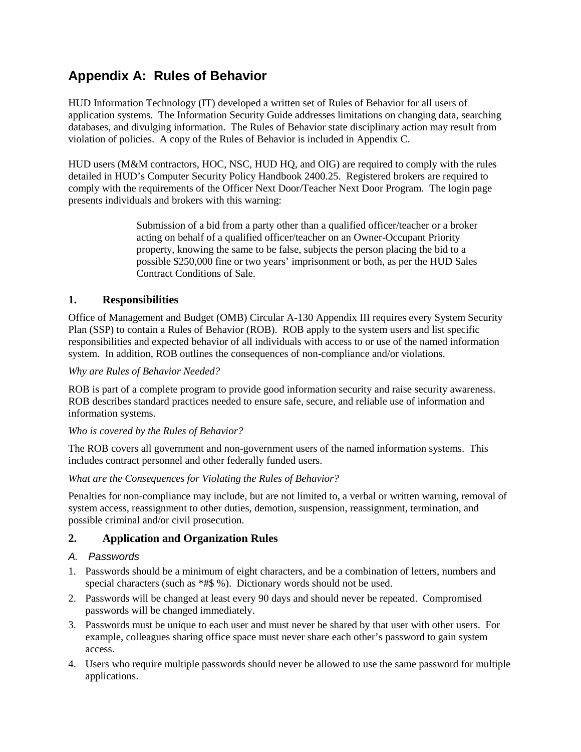# Appendix A: Rules of Behavior

HUD Information Technology (IT) developed a written set of Rules of Behavior for all users of application systems. The Information Security Guide addresses limitations on changing data, searching databases, and divulging information. The Rules of Behavior state disciplinary action may result from violation of policies. A copy of the Rules of Behavior is included in Appendix C.

HUD users (M&M contractors, HOC, NSC, HUD HQ, and OIG) are required to comply with the rules detailed in HUD's Computer Security Policy Handbook 2400.25. Registered brokers are required to comply with the requirements of the Officer Next Door/Teacher Next Door Program. The login page presents individuals and brokers with this warning:

> Submission of a bid from a party other than a qualified officer/teacher or a broker acting on behalf of a qualified officer/teacher on an Owner-Occupant Priority property, knowing the same to be false, subjects the person placing the bid to a possible $250,000 fine or two years' imprisonment or both, as per the HUD Sales Contract Conditions of Sale.

## 1. Responsibilities

Office of Management and Budget (OMB) Circular A-130 Appendix III requires every System Security Plan (SSP) to contain a Rules of Behavior (ROB). ROB apply to the system users and list specific responsibilities and expected behavior of all individuals with access to or use of the named information system. In addition, ROB outlines the consequences of non-compliance and/or violations.

*Why are Rules of Behavior Needed?*

ROB is part of a complete program to provide good information security and raise security awareness. ROB describes standard practices needed to ensure safe, secure, and reliable use of information and information systems.

*Who is covered by the Rules of Behavior?*

The ROB covers all government and non-government users of the named information systems. This includes contract personnel and other federally funded users.

*What are the Consequences for Violating the Rules of Behavior?*

Penalties for non-compliance may include, but are not limited to, a verbal or written warning, removal of system access, reassignment to other duties, demotion, suspension, reassignment, termination, and possible criminal and/or civil prosecution.

## 2. Application and Organization Rules

### *A. Passwords*

1. Passwords should be a minimum of eight characters, and be a combination of letters, numbers and special characters (such as *#$ %). Dictionary words should not be used.
2. Passwords will be changed at least every 90 days and should never be repeated. Compromised passwords will be changed immediately.
3. Passwords must be unique to each user and must never be shared by that user with other users. For example, colleagues sharing office space must never share each other's password to gain system access.
4. Users who require multiple passwords should never be allowed to use the same password for multiple applications.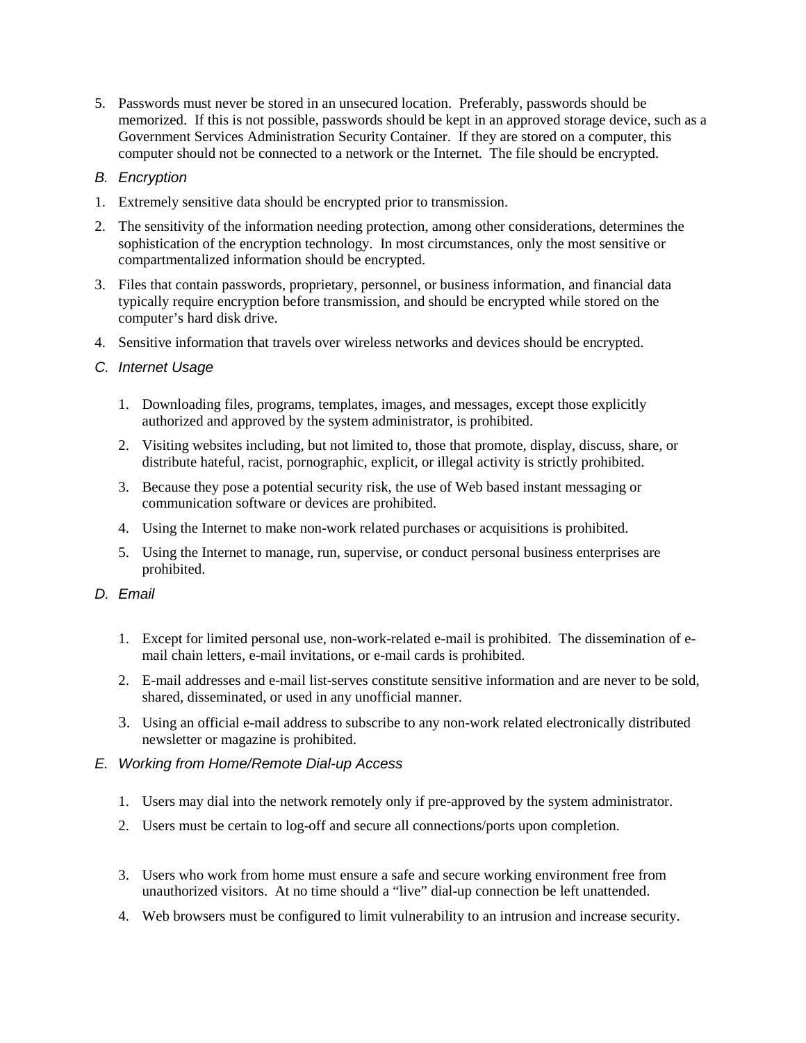5. Passwords must never be stored in an unsecured location. Preferably, passwords should be memorized. If this is not possible, passwords should be kept in an approved storage device, such as a Government Services Administration Security Container. If they are stored on a computer, this computer should not be connected to a network or the Internet. The file should be encrypted.

### *B. Encryption*

1. Extremely sensitive data should be encrypted prior to transmission.
2. The sensitivity of the information needing protection, among other considerations, determines the sophistication of the encryption technology. In most circumstances, only the most sensitive or compartmentalized information should be encrypted.
3. Files that contain passwords, proprietary, personnel, or business information, and financial data typically require encryption before transmission, and should be encrypted while stored on the computer's hard disk drive.
4. Sensitive information that travels over wireless networks and devices should be encrypted.

### *C. Internet Usage*

1. Downloading files, programs, templates, images, and messages, except those explicitly authorized and approved by the system administrator, is prohibited.
2. Visiting websites including, but not limited to, those that promote, display, discuss, share, or distribute hateful, racist, pornographic, explicit, or illegal activity is strictly prohibited.
3. Because they pose a potential security risk, the use of Web based instant messaging or communication software or devices are prohibited.
4. Using the Internet to make non-work related purchases or acquisitions is prohibited.
5. Using the Internet to manage, run, supervise, or conduct personal business enterprises are prohibited.

### *D. Email*

1. Except for limited personal use, non-work-related e-mail is prohibited. The dissemination of e-mail chain letters, e-mail invitations, or e-mail cards is prohibited.
2. E-mail addresses and e-mail list-serves constitute sensitive information and are never to be sold, shared, disseminated, or used in any unofficial manner.
3. Using an official e-mail address to subscribe to any non-work related electronically distributed newsletter or magazine is prohibited.

### *E. Working from Home/Remote Dial-up Access*

1. Users may dial into the network remotely only if pre-approved by the system administrator.
2. Users must be certain to log-off and secure all connections/ports upon completion.
3. Users who work from home must ensure a safe and secure working environment free from unauthorized visitors. At no time should a "live" dial-up connection be left unattended.
4. Web browsers must be configured to limit vulnerability to an intrusion and increase security.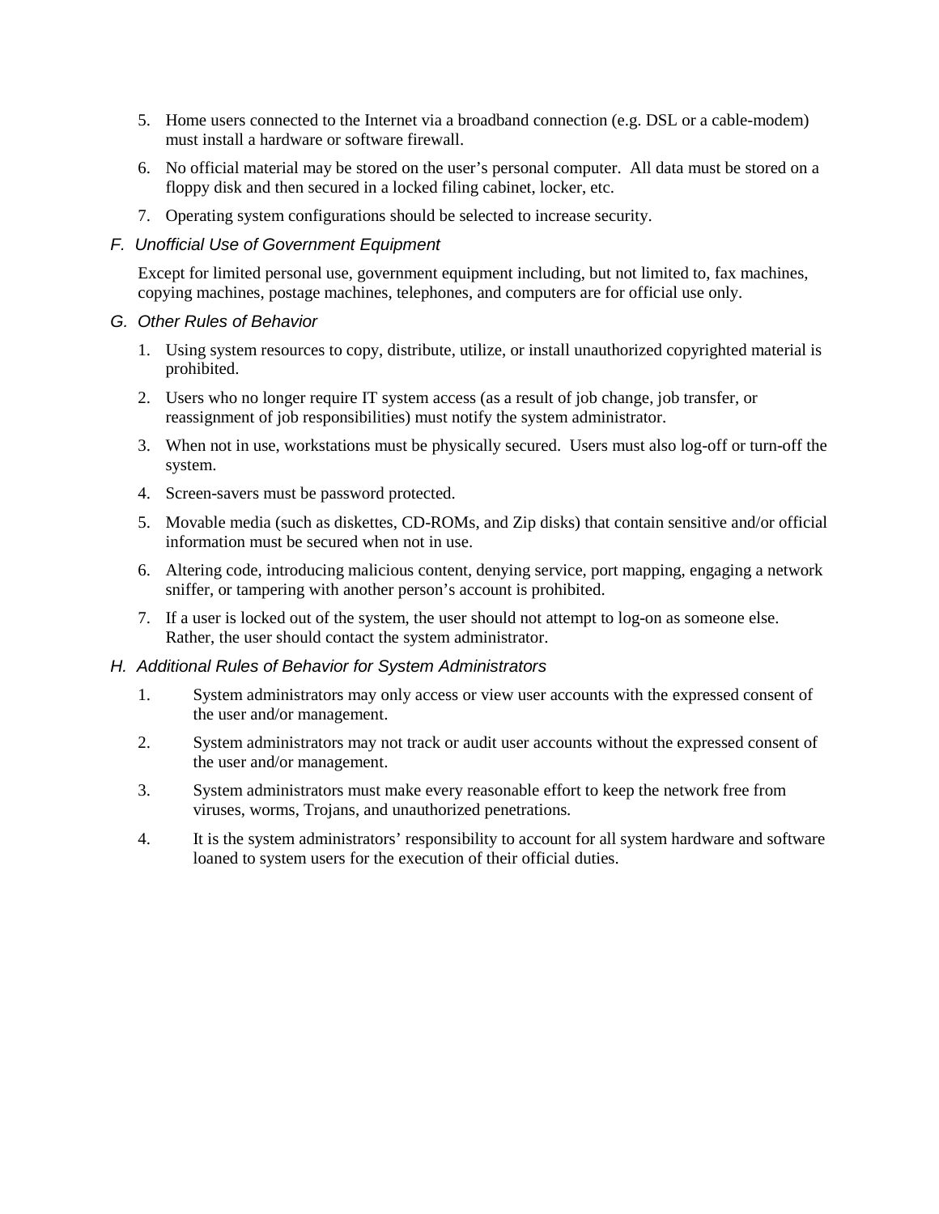5. Home users connected to the Internet via a broadband connection (e.g. DSL or a cable-modem) must install a hardware or software firewall.
6. No official material may be stored on the user's personal computer. All data must be stored on a floppy disk and then secured in a locked filing cabinet, locker, etc.
7. Operating system configurations should be selected to increase security.

### *F. Unofficial Use of Government Equipment*

Except for limited personal use, government equipment including, but not limited to, fax machines, copying machines, postage machines, telephones, and computers are for official use only.

### *G. Other Rules of Behavior*

1. Using system resources to copy, distribute, utilize, or install unauthorized copyrighted material is prohibited.
2. Users who no longer require IT system access (as a result of job change, job transfer, or reassignment of job responsibilities) must notify the system administrator.
3. When not in use, workstations must be physically secured. Users must also log-off or turn-off the system.
4. Screen-savers must be password protected.
5. Movable media (such as diskettes, CD-ROMs, and Zip disks) that contain sensitive and/or official information must be secured when not in use.
6. Altering code, introducing malicious content, denying service, port mapping, engaging a network sniffer, or tampering with another person's account is prohibited.
7. If a user is locked out of the system, the user should not attempt to log-on as someone else. Rather, the user should contact the system administrator.

### *H. Additional Rules of Behavior for System Administrators*

1. System administrators may only access or view user accounts with the expressed consent of the user and/or management.
2. System administrators may not track or audit user accounts without the expressed consent of the user and/or management.
3. System administrators must make every reasonable effort to keep the network free from viruses, worms, Trojans, and unauthorized penetrations.
4. It is the system administrators' responsibility to account for all system hardware and software loaned to system users for the execution of their official duties.